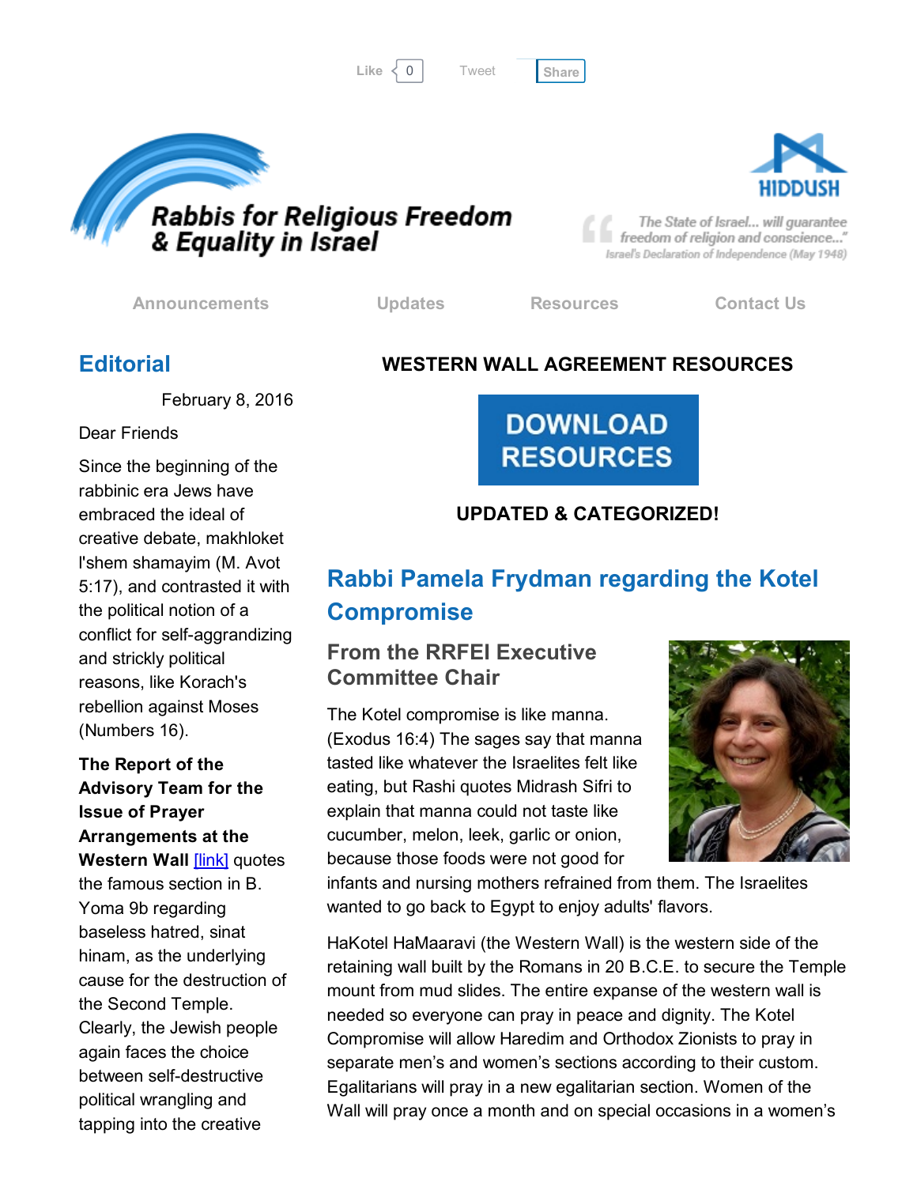Like 0 Tweet Share

# Rabbis for Religious Freedom & Equality in Israel

HIDDUSH

"The State of Israel... will guarantee freedom of religion and conscience..."
Israel's Declaration of Independence (May 1948)

Announcements Updates Resources Contact Us

## Editorial

February 8, 2016

Dear Friends

Since the beginning of the rabbinic era Jews have embraced the ideal of creative debate, makhloket l'shem shamayim (M. Avot 5:17), and contrasted it with the political notion of a conflict for self-aggrandizing and strickly political reasons, like Korach's rebellion against Moses (Numbers 16).

**The Report of the Advisory Team for the Issue of Prayer Arrangements at the Western Wall** [link] quotes the famous section in B. Yoma 9b regarding baseless hatred, sinat hinam, as the underlying cause for the destruction of the Second Temple. Clearly, the Jewish people again faces the choice between self-destructive political wrangling and tapping into the creative

**WESTERN WALL AGREEMENT RESOURCES**

DOWNLOAD RESOURCES

**UPDATED & CATEGORIZED!**

## Rabbi Pamela Frydman regarding the Kotel Compromise

### From the RRFEI Executive Committee Chair

The Kotel compromise is like manna. (Exodus 16:4) The sages say that manna tasted like whatever the Israelites felt like eating, but Rashi quotes Midrash Sifri to explain that manna could not taste like cucumber, melon, leek, garlic or onion, because those foods were not good for infants and nursing mothers refrained from them. The Israelites wanted to go back to Egypt to enjoy adults' flavors.

HaKotel HaMaaravi (the Western Wall) is the western side of the retaining wall built by the Romans in 20 B.C.E. to secure the Temple mount from mud slides. The entire expanse of the western wall is needed so everyone can pray in peace and dignity. The Kotel Compromise will allow Haredim and Orthodox Zionists to pray in separate men's and women's sections according to their custom. Egalitarians will pray in a new egalitarian section. Women of the Wall will pray once a month and on special occasions in a women's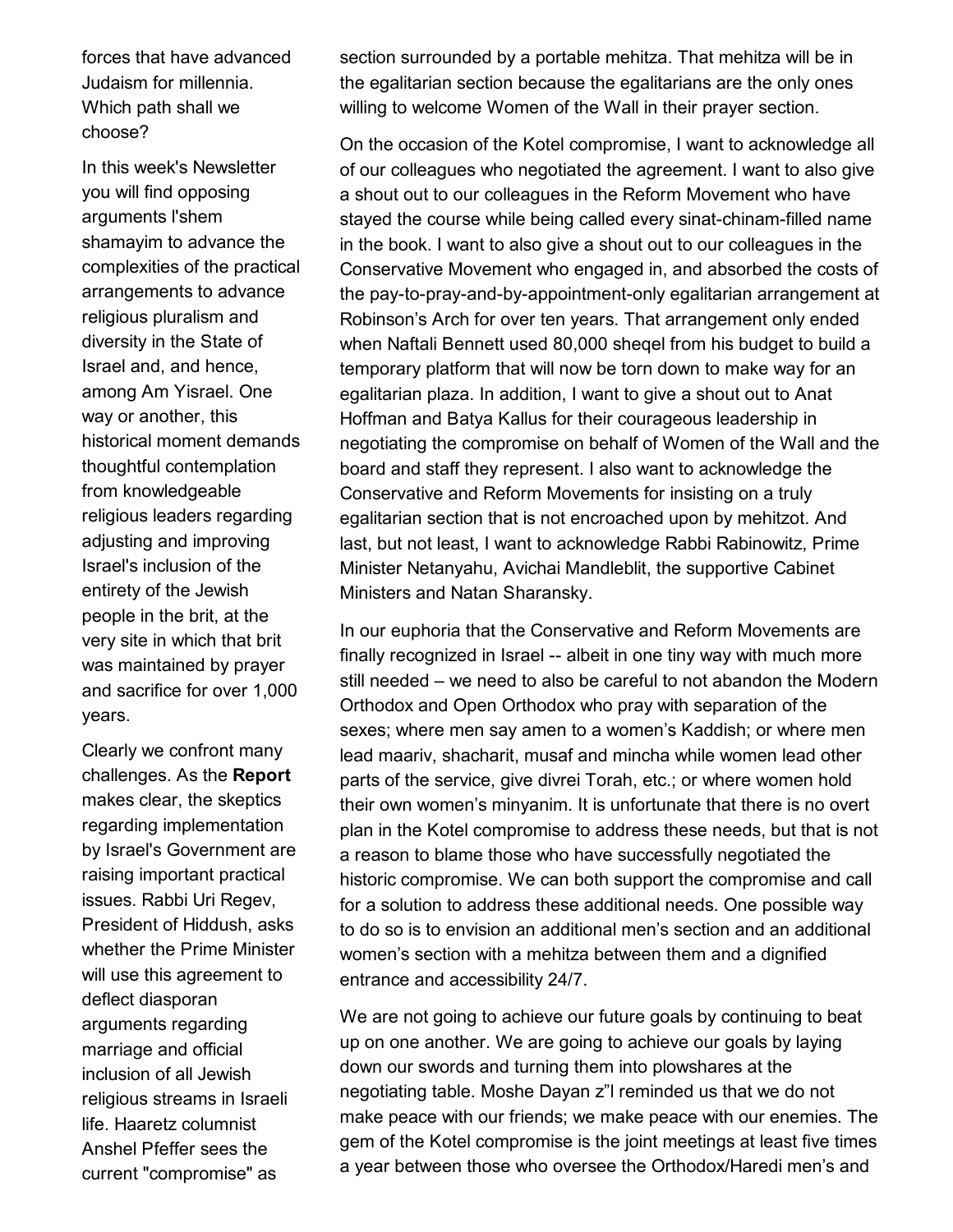forces that have advanced Judaism for millennia. Which path shall we choose?

In this week's Newsletter you will find opposing arguments l'shem shamayim to advance the complexities of the practical arrangements to advance religious pluralism and diversity in the State of Israel and, and hence, among Am Yisrael. One way or another, this historical moment demands thoughtful contemplation from knowledgeable religious leaders regarding adjusting and improving Israel's inclusion of the entirety of the Jewish people in the brit, at the very site in which that brit was maintained by prayer and sacrifice for over 1,000 years.

Clearly we confront many challenges. As the **Report** makes clear, the skeptics regarding implementation by Israel's Government are raising important practical issues. Rabbi Uri Regev, President of Hiddush, asks whether the Prime Minister will use this agreement to deflect diasporan arguments regarding marriage and official inclusion of all Jewish religious streams in Israeli life. Haaretz columnist Anshel Pfeffer sees the current "compromise" as

section surrounded by a portable mehitza. That mehitza will be in the egalitarian section because the egalitarians are the only ones willing to welcome Women of the Wall in their prayer section.

On the occasion of the Kotel compromise, I want to acknowledge all of our colleagues who negotiated the agreement. I want to also give a shout out to our colleagues in the Reform Movement who have stayed the course while being called every sinat-chinam-filled name in the book. I want to also give a shout out to our colleagues in the Conservative Movement who engaged in, and absorbed the costs of the pay-to-pray-and-by-appointment-only egalitarian arrangement at Robinson's Arch for over ten years. That arrangement only ended when Naftali Bennett used 80,000 sheqel from his budget to build a temporary platform that will now be torn down to make way for an egalitarian plaza. In addition, I want to give a shout out to Anat Hoffman and Batya Kallus for their courageous leadership in negotiating the compromise on behalf of Women of the Wall and the board and staff they represent. I also want to acknowledge the Conservative and Reform Movements for insisting on a truly egalitarian section that is not encroached upon by mehitzot. And last, but not least, I want to acknowledge Rabbi Rabinowitz, Prime Minister Netanyahu, Avichai Mandleblit, the supportive Cabinet Ministers and Natan Sharansky.

In our euphoria that the Conservative and Reform Movements are finally recognized in Israel -- albeit in one tiny way with much more still needed – we need to also be careful to not abandon the Modern Orthodox and Open Orthodox who pray with separation of the sexes; where men say amen to a women's Kaddish; or where men lead maariv, shacharit, musaf and mincha while women lead other parts of the service, give divrei Torah, etc.; or where women hold their own women's minyanim. It is unfortunate that there is no overt plan in the Kotel compromise to address these needs, but that is not a reason to blame those who have successfully negotiated the historic compromise. We can both support the compromise and call for a solution to address these additional needs. One possible way to do so is to envision an additional men's section and an additional women's section with a mehitza between them and a dignified entrance and accessibility 24/7.

We are not going to achieve our future goals by continuing to beat up on one another. We are going to achieve our goals by laying down our swords and turning them into plowshares at the negotiating table. Moshe Dayan z"l reminded us that we do not make peace with our friends; we make peace with our enemies. The gem of the Kotel compromise is the joint meetings at least five times a year between those who oversee the Orthodox/Haredi men's and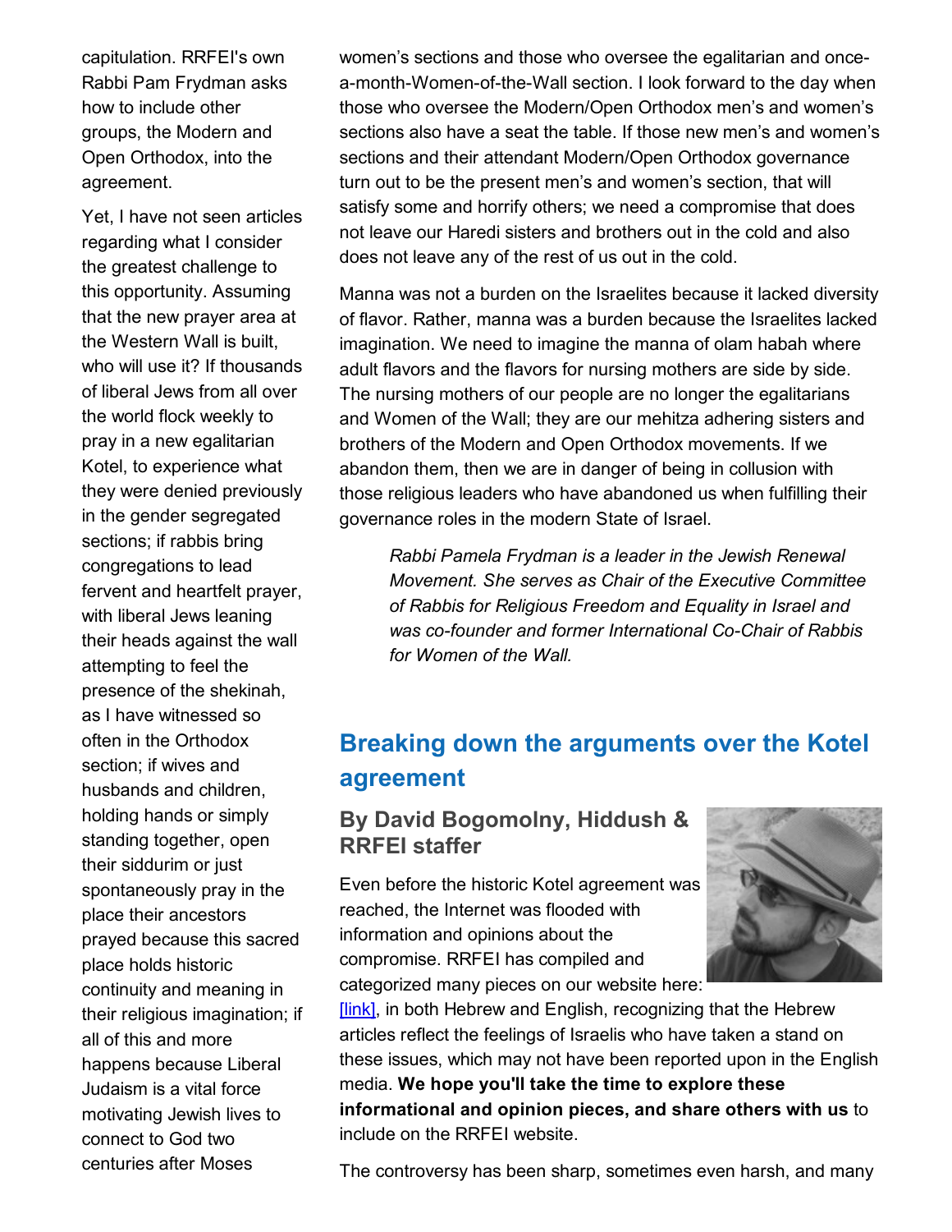capitulation. RRFEI's own Rabbi Pam Frydman asks how to include other groups, the Modern and Open Orthodox, into the agreement.

Yet, I have not seen articles regarding what I consider the greatest challenge to this opportunity. Assuming that the new prayer area at the Western Wall is built, who will use it? If thousands of liberal Jews from all over the world flock weekly to pray in a new egalitarian Kotel, to experience what they were denied previously in the gender segregated sections; if rabbis bring congregations to lead fervent and heartfelt prayer, with liberal Jews leaning their heads against the wall attempting to feel the presence of the shekinah, as I have witnessed so often in the Orthodox section; if wives and husbands and children, holding hands or simply standing together, open their siddurim or just spontaneously pray in the place their ancestors prayed because this sacred place holds historic continuity and meaning in their religious imagination; if all of this and more happens because Liberal Judaism is a vital force motivating Jewish lives to connect to God two centuries after Moses women's sections and those who oversee the egalitarian and once-a-month-Women-of-the-Wall section. I look forward to the day when those who oversee the Modern/Open Orthodox men's and women's sections also have a seat the table. If those new men's and women's sections and their attendant Modern/Open Orthodox governance turn out to be the present men's and women's section, that will satisfy some and horrify others; we need a compromise that does not leave our Haredi sisters and brothers out in the cold and also does not leave any of the rest of us out in the cold.

Manna was not a burden on the Israelites because it lacked diversity of flavor. Rather, manna was a burden because the Israelites lacked imagination. We need to imagine the manna of olam habah where adult flavors and the flavors for nursing mothers are side by side. The nursing mothers of our people are no longer the egalitarians and Women of the Wall; they are our mehitza adhering sisters and brothers of the Modern and Open Orthodox movements. If we abandon them, then we are in danger of being in collusion with those religious leaders who have abandoned us when fulfilling their governance roles in the modern State of Israel.

*Rabbi Pamela Frydman is a leader in the Jewish Renewal Movement. She serves as Chair of the Executive Committee of Rabbis for Religious Freedom and Equality in Israel and was co-founder and former International Co-Chair of Rabbis for Women of the Wall.*

## Breaking down the arguments over the Kotel agreement

### By David Bogomolny, Hiddush & RRFEI staffer

Even before the historic Kotel agreement was reached, the Internet was flooded with information and opinions about the compromise. RRFEI has compiled and categorized many pieces on our website here: [link], in both Hebrew and English, recognizing that the Hebrew articles reflect the feelings of Israelis who have taken a stand on these issues, which may not have been reported upon in the English media. **We hope you'll take the time to explore these informational and opinion pieces, and share others with us** to include on the RRFEI website.

The controversy has been sharp, sometimes even harsh, and many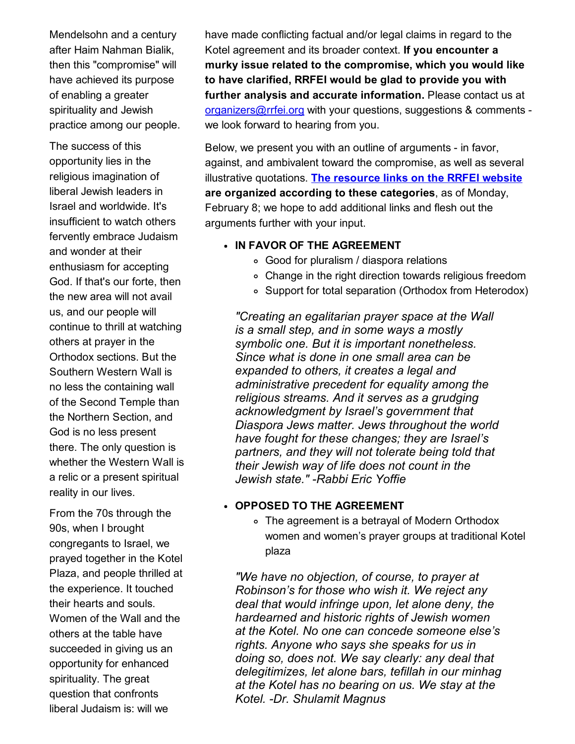Mendelsohn and a century after Haim Nahman Bialik, then this "compromise" will have achieved its purpose of enabling a greater spirituality and Jewish practice among our people.

The success of this opportunity lies in the religious imagination of liberal Jewish leaders in Israel and worldwide. It's insufficient to watch others fervently embrace Judaism and wonder at their enthusiasm for accepting God. If that's our forte, then the new area will not avail us, and our people will continue to thrill at watching others at prayer in the Orthodox sections. But the Southern Western Wall is no less the containing wall of the Second Temple than the Northern Section, and God is no less present there. The only question is whether the Western Wall is a relic or a present spiritual reality in our lives.

From the 70s through the 90s, when I brought congregants to Israel, we prayed together in the Kotel Plaza, and people thrilled at the experience. It touched their hearts and souls. Women of the Wall and the others at the table have succeeded in giving us an opportunity for enhanced spirituality. The great question that confronts liberal Judaism is: will we

have made conflicting factual and/or legal claims in regard to the Kotel agreement and its broader context. **If you encounter a murky issue related to the compromise, which you would like to have clarified, RRFEI would be glad to provide you with further analysis and accurate information.** Please contact us at organizers@rrfei.org with your questions, suggestions & comments - we look forward to hearing from you.

Below, we present you with an outline of arguments - in favor, against, and ambivalent toward the compromise, as well as several illustrative quotations. **The resource links on the RRFEI website are organized according to these categories**, as of Monday, February 8; we hope to add additional links and flesh out the arguments further with your input.

- **IN FAVOR OF THE AGREEMENT**
  - Good for pluralism / diaspora relations
  - Change in the right direction towards religious freedom
  - Support for total separation (Orthodox from Heterodox)

*"Creating an egalitarian prayer space at the Wall is a small step, and in some ways a mostly symbolic one. But it is important nonetheless. Since what is done in one small area can be expanded to others, it creates a legal and administrative precedent for equality among the religious streams. And it serves as a grudging acknowledgment by Israel's government that Diaspora Jews matter. Jews throughout the world have fought for these changes; they are Israel's partners, and they will not tolerate being told that their Jewish way of life does not count in the Jewish state." -Rabbi Eric Yoffie*

- **OPPOSED TO THE AGREEMENT**
  - The agreement is a betrayal of Modern Orthodox women and women's prayer groups at traditional Kotel plaza

*"We have no objection, of course, to prayer at Robinson's for those who wish it. We reject any deal that would infringe upon, let alone deny, the hardearned and historic rights of Jewish women at the Kotel. No one can concede someone else's rights. Anyone who says she speaks for us in doing so, does not. We say clearly: any deal that delegitimizes, let alone bars, tefillah in our minhag at the Kotel has no bearing on us. We stay at the Kotel. -Dr. Shulamit Magnus*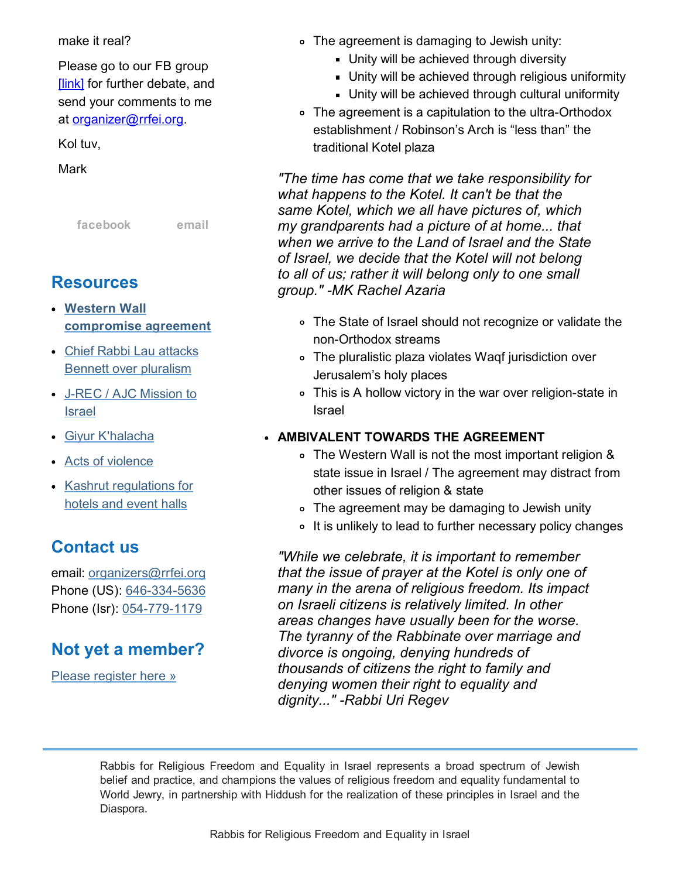make it real?

Please go to our FB group [link] for further debate, and send your comments to me at organizer@rrfei.org.

Kol tuv,

Mark

facebook email

## Resources

- **Western Wall compromise agreement**
- Chief Rabbi Lau attacks Bennett over pluralism
- J-REC / AJC Mission to Israel
- Giyur K'halacha
- Acts of violence
- Kashrut regulations for hotels and event halls

## Contact us

email: organizers@rrfei.org
Phone (US): 646-334-5636
Phone (Isr): 054-779-1179

## Not yet a member?

Please register here »

- The agreement is damaging to Jewish unity:
  - Unity will be achieved through diversity
  - Unity will be achieved through religious uniformity
  - Unity will be achieved through cultural uniformity
- The agreement is a capitulation to the ultra-Orthodox establishment / Robinson's Arch is "less than" the traditional Kotel plaza

*"The time has come that we take responsibility for what happens to the Kotel. It can't be that the same Kotel, which we all have pictures of, which my grandparents had a picture of at home... that when we arrive to the Land of Israel and the State of Israel, we decide that the Kotel will not belong to all of us; rather it will belong only to one small group." -MK Rachel Azaria*

- The State of Israel should not recognize or validate the non-Orthodox streams
- The pluralistic plaza violates Waqf jurisdiction over Jerusalem's holy places
- This is A hollow victory in the war over religion-state in Israel

- **AMBIVALENT TOWARDS THE AGREEMENT**
  - The Western Wall is not the most important religion & state issue in Israel / The agreement may distract from other issues of religion & state
  - The agreement may be damaging to Jewish unity
  - It is unlikely to lead to further necessary policy changes

*"While we celebrate, it is important to remember that the issue of prayer at the Kotel is only one of many in the arena of religious freedom. Its impact on Israeli citizens is relatively limited. In other areas changes have usually been for the worse. The tyranny of the Rabbinate over marriage and divorce is ongoing, denying hundreds of thousands of citizens the right to family and denying women their right to equality and dignity..." -Rabbi Uri Regev*

Rabbis for Religious Freedom and Equality in Israel represents a broad spectrum of Jewish belief and practice, and champions the values of religious freedom and equality fundamental to World Jewry, in partnership with Hiddush for the realization of these principles in Israel and the Diaspora.

Rabbis for Religious Freedom and Equality in Israel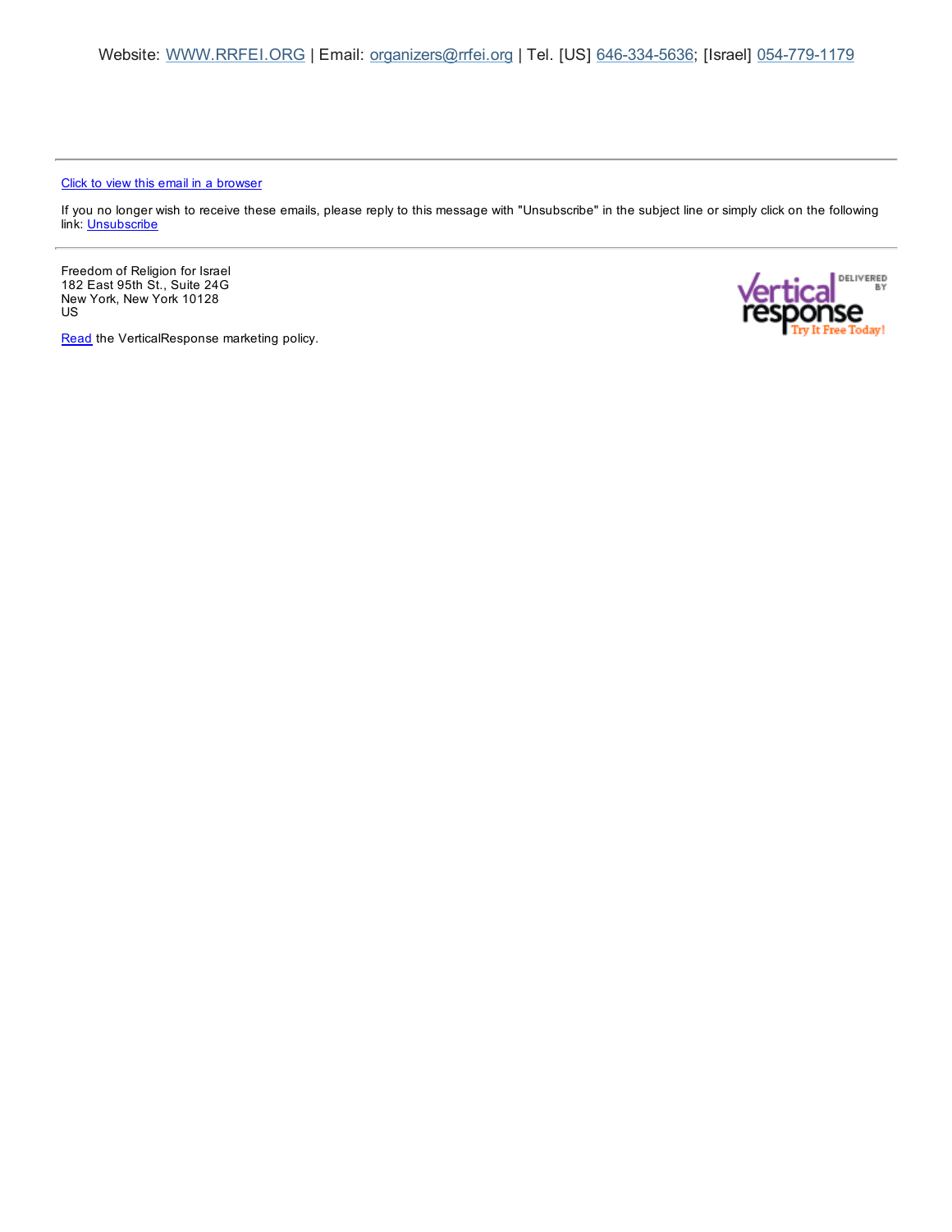Website: WWW.RRFEI.ORG | Email: organizers@rrfei.org | Tel. [US] 646-334-5636; [Israel] 054-779-1179

---

Click to view this email in a browser

If you no longer wish to receive these emails, please reply to this message with "Unsubscribe" in the subject line or simply click on the following link: Unsubscribe

---

Freedom of Religion for Israel
182 East 95th St., Suite 24G
New York, New York 10128
US

Read the VerticalResponse marketing policy.

Vertical response DELIVERED BY Try It Free Today!